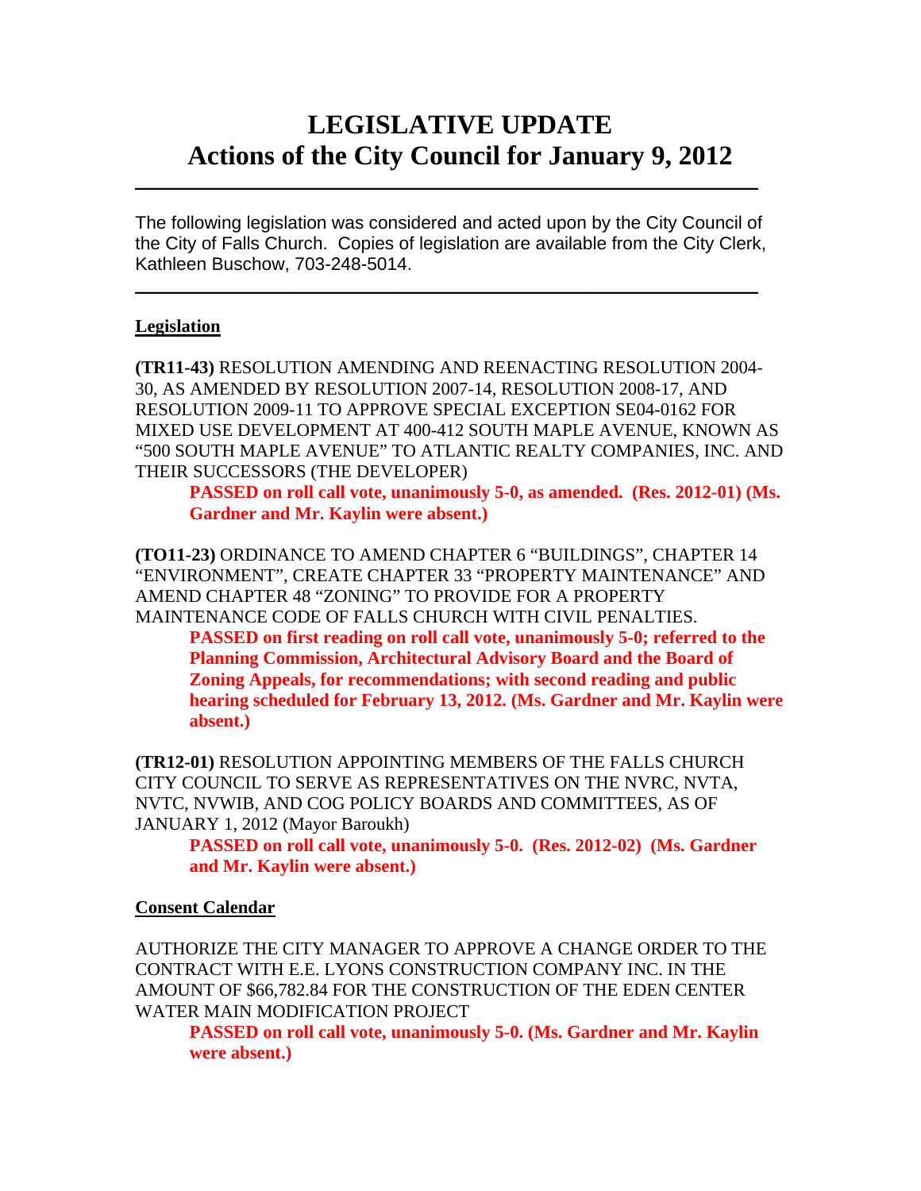# LEGISLATIVE UPDATE
## Actions of the City Council for January 9, 2012

---

The following legislation was considered and acted upon by the City Council of the City of Falls Church. Copies of legislation are available from the City Clerk, Kathleen Buschow, 703-248-5014.

---

### Legislation

**(TR11-43)** RESOLUTION AMENDING AND REENACTING RESOLUTION 2004-30, AS AMENDED BY RESOLUTION 2007-14, RESOLUTION 2008-17, AND RESOLUTION 2009-11 TO APPROVE SPECIAL EXCEPTION SE04-0162 FOR MIXED USE DEVELOPMENT AT 400-412 SOUTH MAPLE AVENUE, KNOWN AS "500 SOUTH MAPLE AVENUE" TO ATLANTIC REALTY COMPANIES, INC. AND THEIR SUCCESSORS (THE DEVELOPER)

> **PASSED on roll call vote, unanimously 5-0, as amended. (Res. 2012-01) (Ms. Gardner and Mr. Kaylin were absent.)**

**(TO11-23)** ORDINANCE TO AMEND CHAPTER 6 "BUILDINGS", CHAPTER 14 "ENVIRONMENT", CREATE CHAPTER 33 "PROPERTY MAINTENANCE" AND AMEND CHAPTER 48 "ZONING" TO PROVIDE FOR A PROPERTY MAINTENANCE CODE OF FALLS CHURCH WITH CIVIL PENALTIES.

> **PASSED on first reading on roll call vote, unanimously 5-0; referred to the Planning Commission, Architectural Advisory Board and the Board of Zoning Appeals, for recommendations; with second reading and public hearing scheduled for February 13, 2012. (Ms. Gardner and Mr. Kaylin were absent.)**

**(TR12-01)** RESOLUTION APPOINTING MEMBERS OF THE FALLS CHURCH CITY COUNCIL TO SERVE AS REPRESENTATIVES ON THE NVRC, NVTA, NVTC, NVWIB, AND COG POLICY BOARDS AND COMMITTEES, AS OF JANUARY 1, 2012 (Mayor Baroukh)

> **PASSED on roll call vote, unanimously 5-0. (Res. 2012-02) (Ms. Gardner and Mr. Kaylin were absent.)**

### Consent Calendar

AUTHORIZE THE CITY MANAGER TO APPROVE A CHANGE ORDER TO THE CONTRACT WITH E.E. LYONS CONSTRUCTION COMPANY INC. IN THE AMOUNT OF $66,782.84 FOR THE CONSTRUCTION OF THE EDEN CENTER WATER MAIN MODIFICATION PROJECT

> **PASSED on roll call vote, unanimously 5-0. (Ms. Gardner and Mr. Kaylin were absent.)**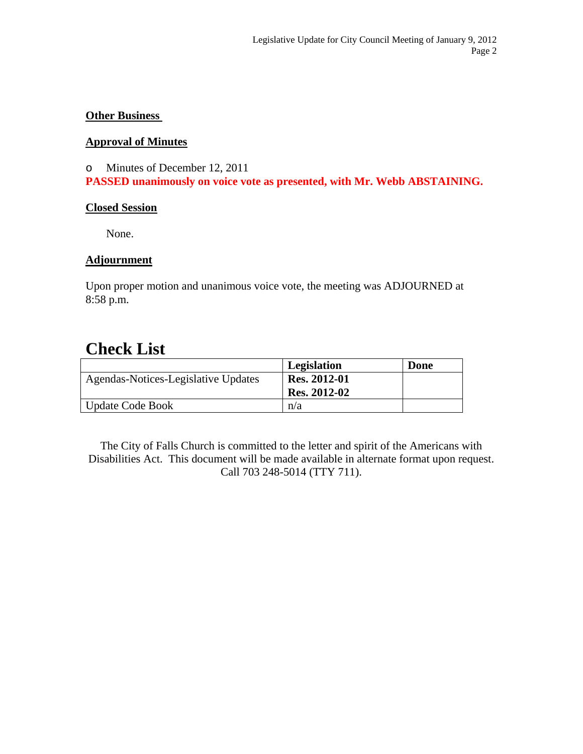**Other Business**

**Approval of Minutes**

- Minutes of December 12, 2011

**PASSED unanimously on voice vote as presented, with Mr. Webb ABSTAINING.**

**Closed Session**

None.

**Adjournment**

Upon proper motion and unanimous voice vote, the meeting was ADJOURNED at 8:58 p.m.

# Check List

| | Legislation | Done |
|---|---|---|
| Agendas-Notices-Legislative Updates | **Res. 2012-01**<br>**Res. 2012-02** | |
| Update Code Book | n/a | |

The City of Falls Church is committed to the letter and spirit of the Americans with Disabilities Act. This document will be made available in alternate format upon request. Call 703 248-5014 (TTY 711).